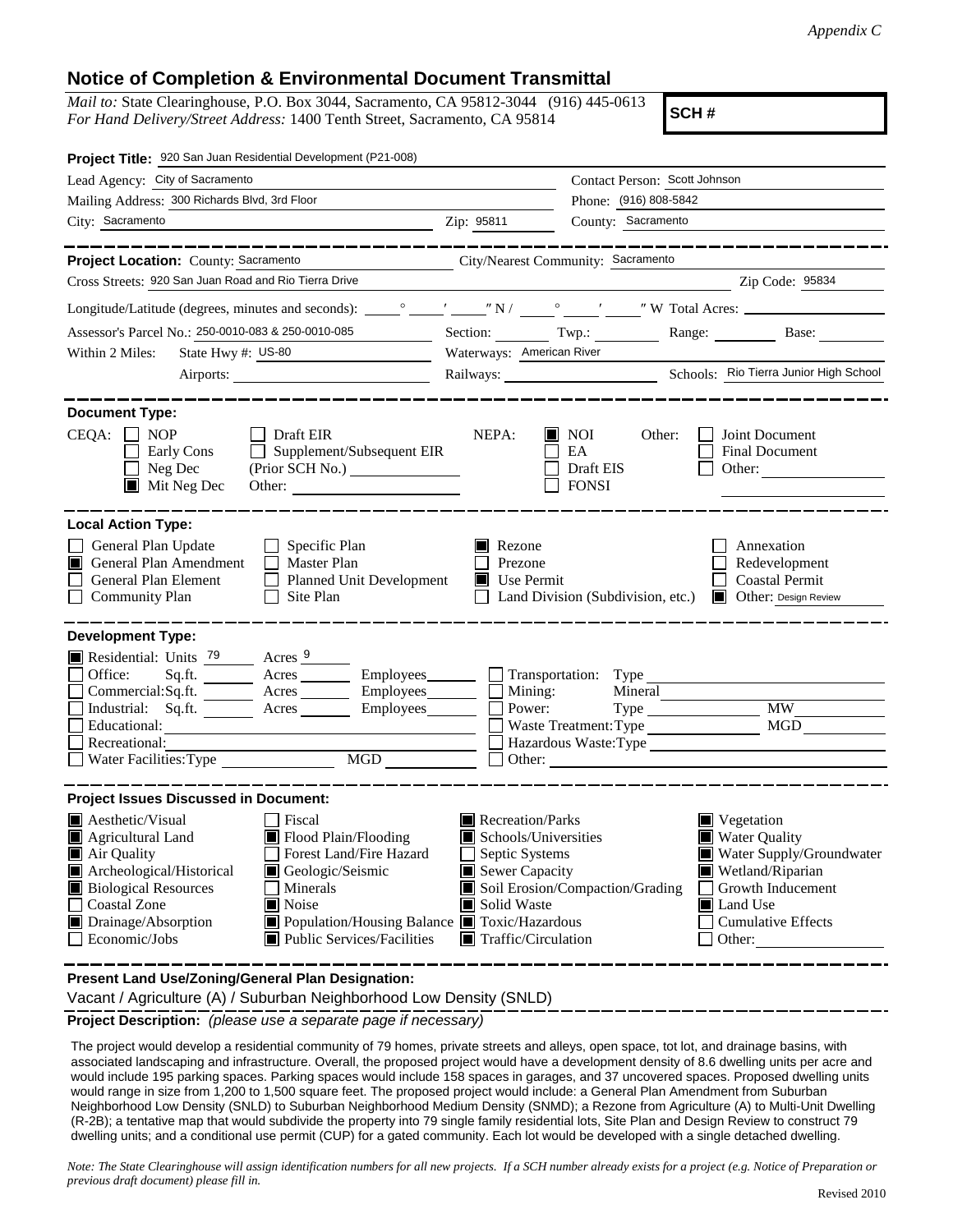*Appendix C*

# Notice of Completion & Environmental Document Transmittal

*Mail to:* State Clearinghouse, P.O. Box 3044, Sacramento, CA 95812-3044 (916) 445-0613
*For Hand Delivery/Street Address:* 1400 Tenth Street, Sacramento, CA 95814

**SCH #**

**Project Title:** 920 San Juan Residential Development (P21-008)

Lead Agency: City of Sacramento — Contact Person: Scott Johnson
Mailing Address: 300 Richards Blvd, 3rd Floor — Phone: (916) 808-5842
City: Sacramento — Zip: 95811 — County: Sacramento

---

**Project Location:** County: Sacramento — City/Nearest Community: Sacramento
Cross Streets: 920 San Juan Road and Rio Tierra Drive — Zip Code: 95834

Longitude/Latitude (degrees, minutes and seconds): ____° ____′ ____″ N / ____° ____′ ____″ W Total Acres: ________

Assessor's Parcel No.: 250-0010-083 & 250-0010-085 — Section: ____ Twp.: ____ Range: ____ Base: ____

Within 2 Miles: State Hwy #: US-80 — Waterways: American River
Airports: ________ — Railways: ________ — Schools: Rio Tierra Junior High School

---

**Document Type:**

CEQA: ☐ NOP ☐ Early Cons ☐ Neg Dec ☒ Mit Neg Dec ☐ Draft EIR ☐ Supplement/Subsequent EIR (Prior SCH No.) ________ Other: ________

NEPA: ☒ NOI ☐ EA ☐ Draft EIS ☐ FONSI

Other: ☐ Joint Document ☐ Final Document ☐ Other: ________

---

**Local Action Type:**

☐ General Plan Update ☒ General Plan Amendment ☐ General Plan Element ☐ Community Plan
☐ Specific Plan ☐ Master Plan ☐ Planned Unit Development ☐ Site Plan
☒ Rezone ☐ Prezone ☒ Use Permit ☐ Land Division (Subdivision, etc.)
☐ Annexation ☐ Redevelopment ☐ Coastal Permit ☒ Other: Design Review

---

**Development Type:**

☒ Residential: Units 79 Acres 9
☐ Office: Sq.ft. ____ Acres ____ Employees ____
☐ Commercial: Sq.ft. ____ Acres ____ Employees ____
☐ Industrial: Sq.ft. ____ Acres ____ Employees ____
☐ Educational: ________
☐ Recreational: ________
☐ Water Facilities: Type ____ MGD ____
☐ Transportation: Type ________
☐ Mining: Mineral ________
☐ Power: Type ____ MW ____
☐ Waste Treatment: Type ____ MGD ____
☐ Hazardous Waste: Type ________
☐ Other: ________

---

**Project Issues Discussed in Document:**

☒ Aesthetic/Visual ☒ Agricultural Land ☒ Air Quality ☒ Archeological/Historical ☒ Biological Resources ☐ Coastal Zone ☒ Drainage/Absorption ☐ Economic/Jobs
☐ Fiscal ☒ Flood Plain/Flooding ☐ Forest Land/Fire Hazard ☒ Geologic/Seismic ☐ Minerals ☒ Noise ☒ Population/Housing Balance ☒ Public Services/Facilities
☒ Recreation/Parks ☒ Schools/Universities ☐ Septic Systems ☒ Sewer Capacity ☒ Soil Erosion/Compaction/Grading ☒ Solid Waste ☒ Toxic/Hazardous ☒ Traffic/Circulation
☒ Vegetation ☒ Water Quality ☒ Water Supply/Groundwater ☒ Wetland/Riparian ☐ Growth Inducement ☒ Land Use ☐ Cumulative Effects ☐ Other: ________

---

**Present Land Use/Zoning/General Plan Designation:**

Vacant / Agriculture (A) / Suburban Neighborhood Low Density (SNLD)

**Project Description:** *(please use a separate page if necessary)*

The project would develop a residential community of 79 homes, private streets and alleys, open space, tot lot, and drainage basins, with associated landscaping and infrastructure. Overall, the proposed project would have a development density of 8.6 dwelling units per acre and would include 195 parking spaces. Parking spaces would include 158 spaces in garages, and 37 uncovered spaces. Proposed dwelling units would range in size from 1,200 to 1,500 square feet. The proposed project would include: a General Plan Amendment from Suburban Neighborhood Low Density (SNLD) to Suburban Neighborhood Medium Density (SNMD); a Rezone from Agriculture (A) to Multi-Unit Dwelling (R-2B); a tentative map that would subdivide the property into 79 single family residential lots, Site Plan and Design Review to construct 79 dwelling units; and a conditional use permit (CUP) for a gated community. Each lot would be developed with a single detached dwelling.

*Note: The State Clearinghouse will assign identification numbers for all new projects. If a SCH number already exists for a project (e.g. Notice of Preparation or previous draft document) please fill in.*

Revised 2010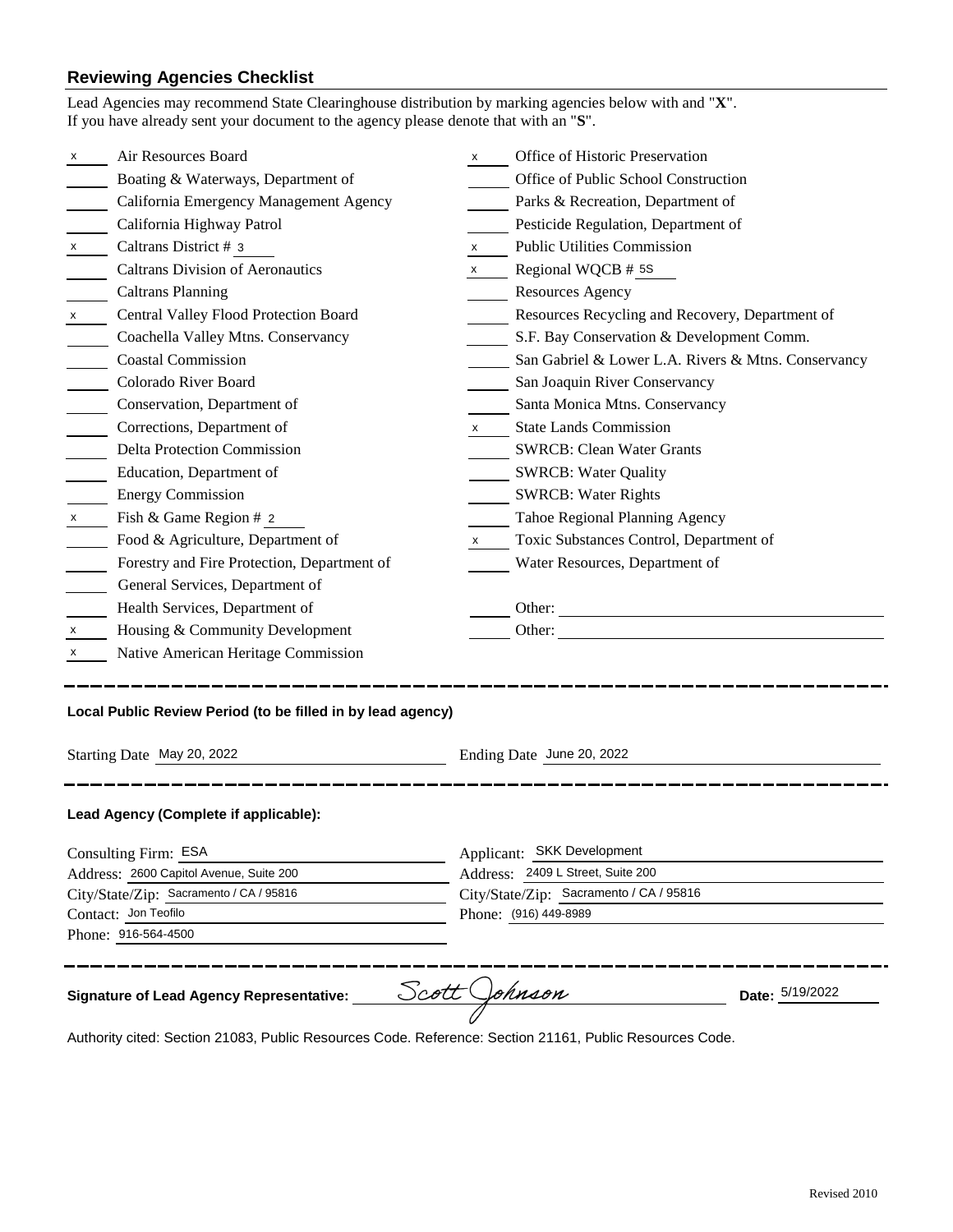## Reviewing Agencies Checklist

Lead Agencies may recommend State Clearinghouse distribution by marking agencies below with and "**X**".
If you have already sent your document to the agency please denote that with an "**S**".

| | | | |
|---|---|---|---|
| x | Air Resources Board | x | Office of Historic Preservation |
| | Boating & Waterways, Department of | | Office of Public School Construction |
| | California Emergency Management Agency | | Parks & Recreation, Department of |
| | California Highway Patrol | | Pesticide Regulation, Department of |
| x | Caltrans District # 3 | x | Public Utilities Commission |
| | Caltrans Division of Aeronautics | x | Regional WQCB # 5S |
| | Caltrans Planning | | Resources Agency |
| x | Central Valley Flood Protection Board | | Resources Recycling and Recovery, Department of |
| | Coachella Valley Mtns. Conservancy | | S.F. Bay Conservation & Development Comm. |
| | Coastal Commission | | San Gabriel & Lower L.A. Rivers & Mtns. Conservancy |
| | Colorado River Board | | San Joaquin River Conservancy |
| | Conservation, Department of | | Santa Monica Mtns. Conservancy |
| | Corrections, Department of | x | State Lands Commission |
| | Delta Protection Commission | | SWRCB: Clean Water Grants |
| | Education, Department of | | SWRCB: Water Quality |
| | Energy Commission | | SWRCB: Water Rights |
| x | Fish & Game Region # 2 | | Tahoe Regional Planning Agency |
| | Food & Agriculture, Department of | x | Toxic Substances Control, Department of |
| | Forestry and Fire Protection, Department of | | Water Resources, Department of |
| | General Services, Department of | | |
| | Health Services, Department of | | Other: |
| x | Housing & Community Development | | Other: |
| x | Native American Heritage Commission | | |

---

**Local Public Review Period (to be filled in by lead agency)**

Starting Date May 20, 2022 Ending Date June 20, 2022

---

**Lead Agency (Complete if applicable):**

Consulting Firm: ESA
Address: 2600 Capitol Avenue, Suite 200
City/State/Zip: Sacramento / CA / 95816
Contact: Jon Teofilo
Phone: 916-564-4500

Applicant: SKK Development
Address: 2409 L Street, Suite 200
City/State/Zip: Sacramento / CA / 95816
Phone: (916) 449-8989

---

**Signature of Lead Agency Representative:** Scott Johnson **Date:** 5/19/2022

Authority cited: Section 21083, Public Resources Code. Reference: Section 21161, Public Resources Code.

Revised 2010